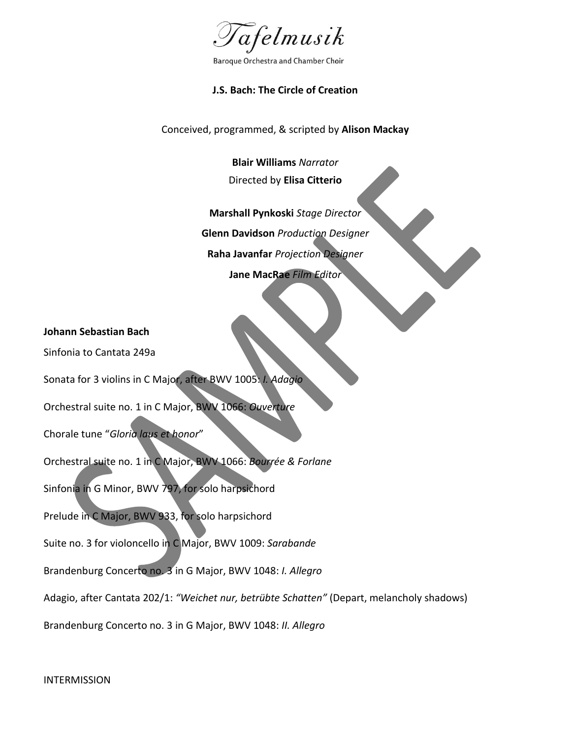Tafelmusik

Baroque Orchestra and Chamber Choir

**J.S. Bach: The Circle of Creation**

Conceived, programmed, & scripted by **Alison Mackay**

**Blair Williams** *Narrator*

Directed by **Elisa Citterio**

**Marshall Pynkoski** *Stage Director*

**Glenn Davidson** *Production Designer*

**Raha Javanfar** *Projection Designer*

**Jane MacRae** *Film Editor*

**Johann Sebastian Bach**

Sinfonia to Cantata 249a

Sonata for 3 violins in C Major, after BWV 1005: *I. Adagio*

Orchestral suite no. 1 in C Major, BWV 1066: *Ouverture*

Chorale tune "*Gloria laus et honor*"

Orchestral suite no. 1 in C Major, BWV 1066: *Bourrée & Forlane*

Sinfonia in G Minor, BWV 797, for solo harpsichord

Prelude in C Major, BWV 933, for solo harpsichord

Suite no. 3 for violoncello in C Major, BWV 1009: *Sarabande*

Brandenburg Concerto no. 3 in G Major, BWV 1048: *I. Allegro*

Adagio, after Cantata 202/1: *"Weichet nur, betrübte Schatten"* (Depart, melancholy shadows)

Brandenburg Concerto no. 3 in G Major, BWV 1048: *II. Allegro*

INTERMISSION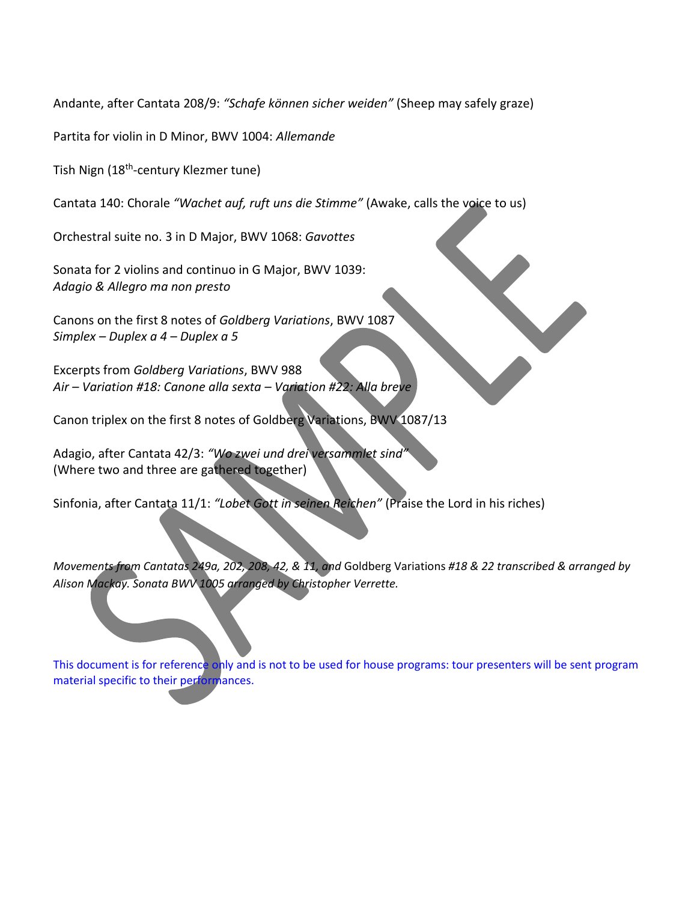Andante, after Cantata 208/9: *"Schafe können sicher weiden"* (Sheep may safely graze)

Partita for violin in D Minor, BWV 1004: *Allemande*

Tish Nign (18th-century Klezmer tune)

Cantata 140: Chorale *"Wachet auf, ruft uns die Stimme"* (Awake, calls the voice to us)

Orchestral suite no. 3 in D Major, BWV 1068: *Gavottes*

Sonata for 2 violins and continuo in G Major, BWV 1039:
*Adagio & Allegro ma non presto*

Canons on the first 8 notes of *Goldberg Variations*, BWV 1087
*Simplex – Duplex a 4 – Duplex a 5*

Excerpts from *Goldberg Variations*, BWV 988
*Air – Variation #18: Canone alla sexta – Variation #22: Alla breve*

Canon triplex on the first 8 notes of Goldberg Variations, BWV 1087/13

Adagio, after Cantata 42/3: *"Wo zwei und drei versammlet sind"*
(Where two and three are gathered together)

Sinfonia, after Cantata 11/1: *"Lobet Gott in seinen Reichen"* (Praise the Lord in his riches)

*Movements from Cantatas 249a, 202, 208, 42, & 11, and* Goldberg Variations *#18 & 22 transcribed & arranged by Alison Mackay. Sonata BWV 1005 arranged by Christopher Verrette.*

This document is for reference only and is not to be used for house programs: tour presenters will be sent program material specific to their performances.